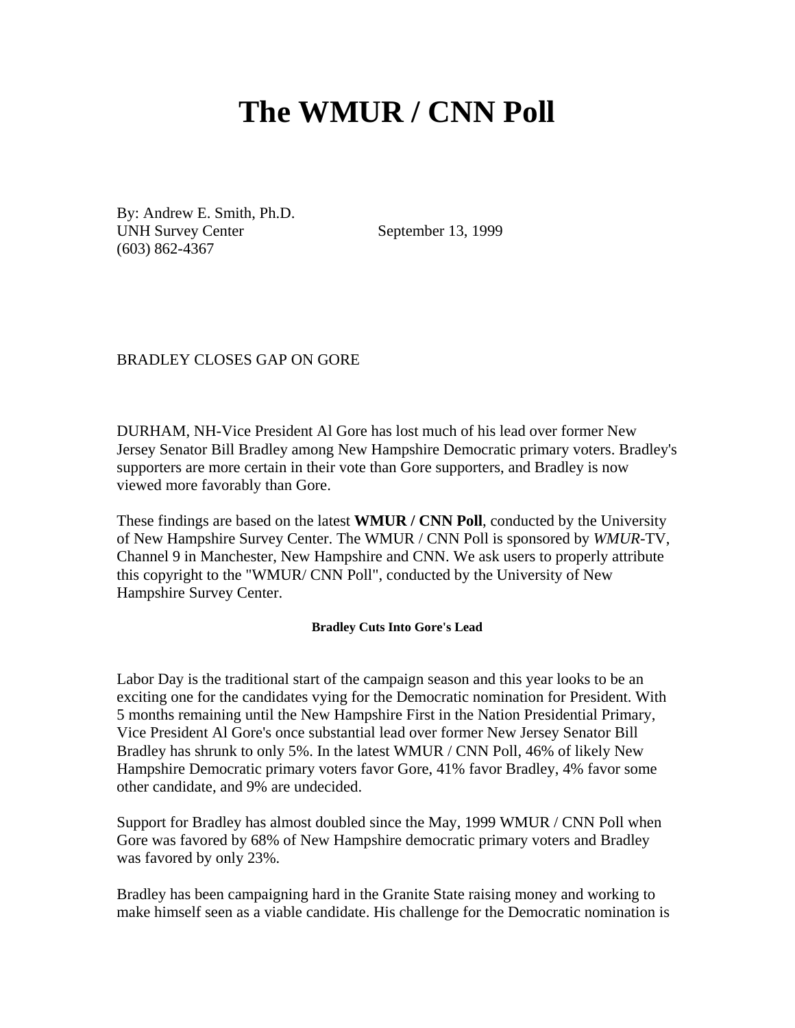# The WMUR / CNN Poll

By: Andrew E. Smith, Ph.D.
UNH Survey Center
(603) 862-4367

September 13, 1999

BRADLEY CLOSES GAP ON GORE

DURHAM, NH-Vice President Al Gore has lost much of his lead over former New Jersey Senator Bill Bradley among New Hampshire Democratic primary voters. Bradley's supporters are more certain in their vote than Gore supporters, and Bradley is now viewed more favorably than Gore.

These findings are based on the latest **WMUR / CNN Poll**, conducted by the University of New Hampshire Survey Center. The WMUR / CNN Poll is sponsored by *WMUR*-TV, Channel 9 in Manchester, New Hampshire and CNN. We ask users to properly attribute this copyright to the "WMUR/ CNN Poll", conducted by the University of New Hampshire Survey Center.

#### Bradley Cuts Into Gore's Lead

Labor Day is the traditional start of the campaign season and this year looks to be an exciting one for the candidates vying for the Democratic nomination for President. With 5 months remaining until the New Hampshire First in the Nation Presidential Primary, Vice President Al Gore's once substantial lead over former New Jersey Senator Bill Bradley has shrunk to only 5%. In the latest WMUR / CNN Poll, 46% of likely New Hampshire Democratic primary voters favor Gore, 41% favor Bradley, 4% favor some other candidate, and 9% are undecided.

Support for Bradley has almost doubled since the May, 1999 WMUR / CNN Poll when Gore was favored by 68% of New Hampshire democratic primary voters and Bradley was favored by only 23%.

Bradley has been campaigning hard in the Granite State raising money and working to make himself seen as a viable candidate. His challenge for the Democratic nomination is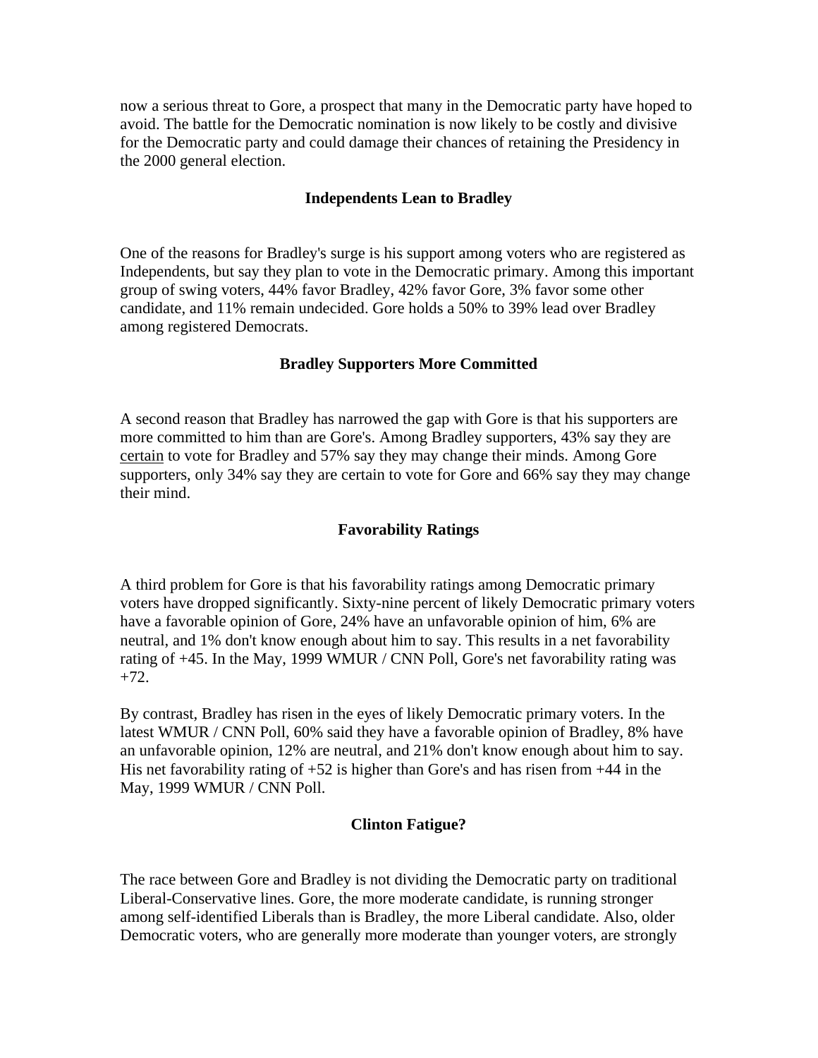now a serious threat to Gore, a prospect that many in the Democratic party have hoped to avoid. The battle for the Democratic nomination is now likely to be costly and divisive for the Democratic party and could damage their chances of retaining the Presidency in the 2000 general election.

### Independents Lean to Bradley

One of the reasons for Bradley's surge is his support among voters who are registered as Independents, but say they plan to vote in the Democratic primary. Among this important group of swing voters, 44% favor Bradley, 42% favor Gore, 3% favor some other candidate, and 11% remain undecided. Gore holds a 50% to 39% lead over Bradley among registered Democrats.

### Bradley Supporters More Committed

A second reason that Bradley has narrowed the gap with Gore is that his supporters are more committed to him than are Gore's. Among Bradley supporters, 43% say they are <u>certain</u> to vote for Bradley and 57% say they may change their minds. Among Gore supporters, only 34% say they are certain to vote for Gore and 66% say they may change their mind.

### Favorability Ratings

A third problem for Gore is that his favorability ratings among Democratic primary voters have dropped significantly. Sixty-nine percent of likely Democratic primary voters have a favorable opinion of Gore, 24% have an unfavorable opinion of him, 6% are neutral, and 1% don't know enough about him to say. This results in a net favorability rating of +45. In the May, 1999 WMUR / CNN Poll, Gore's net favorability rating was +72.

By contrast, Bradley has risen in the eyes of likely Democratic primary voters. In the latest WMUR / CNN Poll, 60% said they have a favorable opinion of Bradley, 8% have an unfavorable opinion, 12% are neutral, and 21% don't know enough about him to say. His net favorability rating of +52 is higher than Gore's and has risen from +44 in the May, 1999 WMUR / CNN Poll.

### Clinton Fatigue?

The race between Gore and Bradley is not dividing the Democratic party on traditional Liberal-Conservative lines. Gore, the more moderate candidate, is running stronger among self-identified Liberals than is Bradley, the more Liberal candidate. Also, older Democratic voters, who are generally more moderate than younger voters, are strongly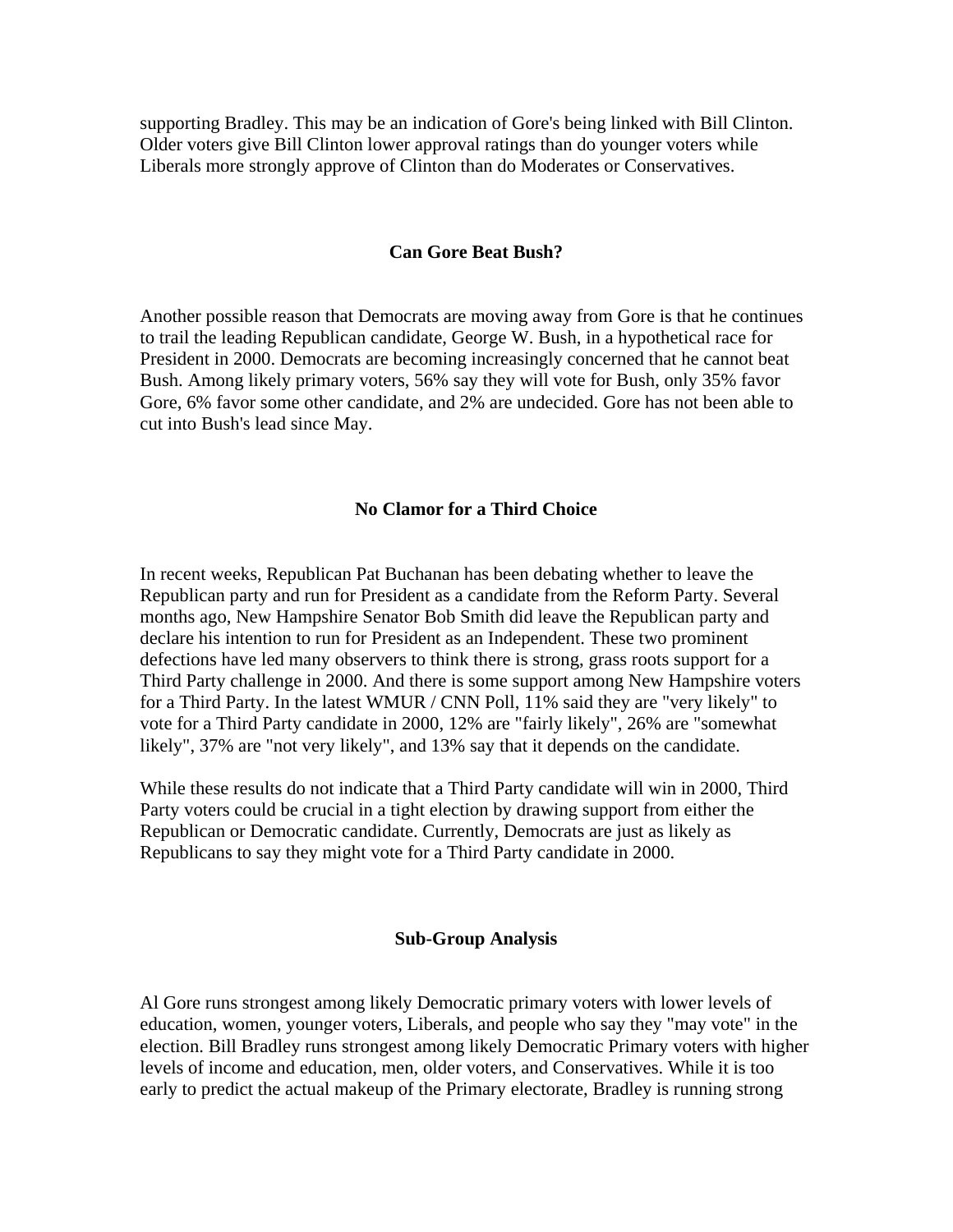supporting Bradley. This may be an indication of Gore's being linked with Bill Clinton. Older voters give Bill Clinton lower approval ratings than do younger voters while Liberals more strongly approve of Clinton than do Moderates or Conservatives.

## Can Gore Beat Bush?

Another possible reason that Democrats are moving away from Gore is that he continues to trail the leading Republican candidate, George W. Bush, in a hypothetical race for President in 2000. Democrats are becoming increasingly concerned that he cannot beat Bush. Among likely primary voters, 56% say they will vote for Bush, only 35% favor Gore, 6% favor some other candidate, and 2% are undecided. Gore has not been able to cut into Bush's lead since May.

## No Clamor for a Third Choice

In recent weeks, Republican Pat Buchanan has been debating whether to leave the Republican party and run for President as a candidate from the Reform Party. Several months ago, New Hampshire Senator Bob Smith did leave the Republican party and declare his intention to run for President as an Independent. These two prominent defections have led many observers to think there is strong, grass roots support for a Third Party challenge in 2000. And there is some support among New Hampshire voters for a Third Party. In the latest WMUR / CNN Poll, 11% said they are "very likely" to vote for a Third Party candidate in 2000, 12% are "fairly likely", 26% are "somewhat likely", 37% are "not very likely", and 13% say that it depends on the candidate.

While these results do not indicate that a Third Party candidate will win in 2000, Third Party voters could be crucial in a tight election by drawing support from either the Republican or Democratic candidate. Currently, Democrats are just as likely as Republicans to say they might vote for a Third Party candidate in 2000.

## Sub-Group Analysis

Al Gore runs strongest among likely Democratic primary voters with lower levels of education, women, younger voters, Liberals, and people who say they "may vote" in the election. Bill Bradley runs strongest among likely Democratic Primary voters with higher levels of income and education, men, older voters, and Conservatives. While it is too early to predict the actual makeup of the Primary electorate, Bradley is running strong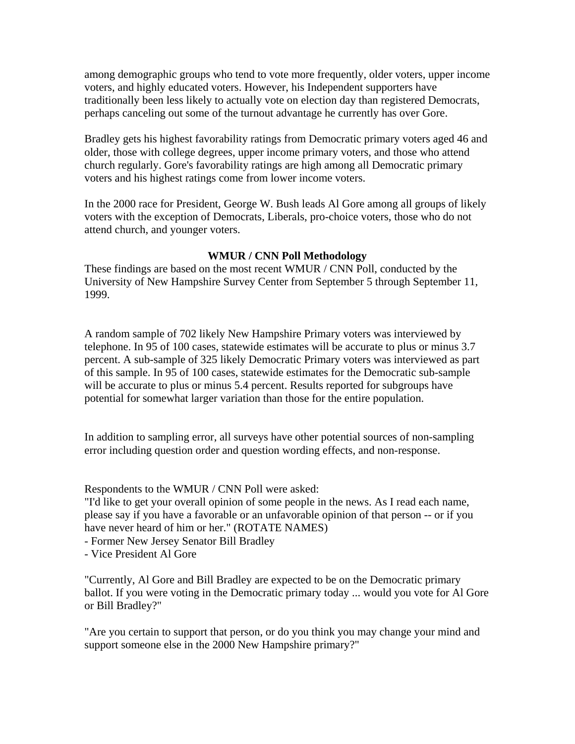among demographic groups who tend to vote more frequently, older voters, upper income voters, and highly educated voters. However, his Independent supporters have traditionally been less likely to actually vote on election day than registered Democrats, perhaps canceling out some of the turnout advantage he currently has over Gore.

Bradley gets his highest favorability ratings from Democratic primary voters aged 46 and older, those with college degrees, upper income primary voters, and those who attend church regularly. Gore's favorability ratings are high among all Democratic primary voters and his highest ratings come from lower income voters.

In the 2000 race for President, George W. Bush leads Al Gore among all groups of likely voters with the exception of Democrats, Liberals, pro-choice voters, those who do not attend church, and younger voters.

**WMUR / CNN Poll Methodology**

These findings are based on the most recent WMUR / CNN Poll, conducted by the University of New Hampshire Survey Center from September 5 through September 11, 1999.

A random sample of 702 likely New Hampshire Primary voters was interviewed by telephone. In 95 of 100 cases, statewide estimates will be accurate to plus or minus 3.7 percent. A sub-sample of 325 likely Democratic Primary voters was interviewed as part of this sample. In 95 of 100 cases, statewide estimates for the Democratic sub-sample will be accurate to plus or minus 5.4 percent. Results reported for subgroups have potential for somewhat larger variation than those for the entire population.

In addition to sampling error, all surveys have other potential sources of non-sampling error including question order and question wording effects, and non-response.

Respondents to the WMUR / CNN Poll were asked:
"I'd like to get your overall opinion of some people in the news. As I read each name, please say if you have a favorable or an unfavorable opinion of that person -- or if you have never heard of him or her." (ROTATE NAMES)
- Former New Jersey Senator Bill Bradley
- Vice President Al Gore

"Currently, Al Gore and Bill Bradley are expected to be on the Democratic primary ballot. If you were voting in the Democratic primary today ... would you vote for Al Gore or Bill Bradley?"

"Are you certain to support that person, or do you think you may change your mind and support someone else in the 2000 New Hampshire primary?"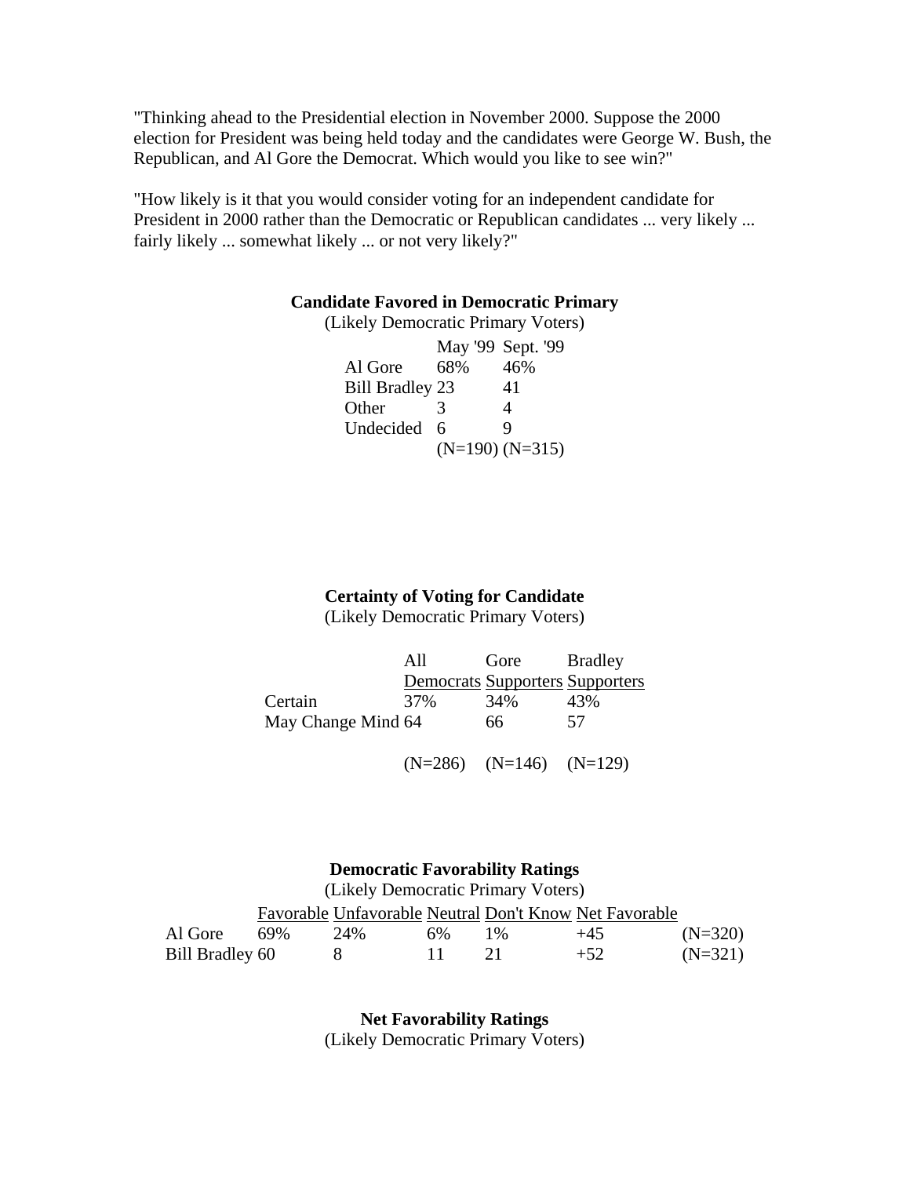"Thinking ahead to the Presidential election in November 2000. Suppose the 2000 election for President was being held today and the candidates were George W. Bush, the Republican, and Al Gore the Democrat. Which would you like to see win?"

"How likely is it that you would consider voting for an independent candidate for President in 2000 rather than the Democratic or Republican candidates ... very likely ... fairly likely ... somewhat likely ... or not very likely?"

**Candidate Favored in Democratic Primary**

(Likely Democratic Primary Voters)

| | May '99 | Sept. '99 |
|---|---|---|
| Al Gore | 68% | 46% |
| Bill Bradley | 23 | 41 |
| Other | 3 | 4 |
| Undecided | 6 | 9 |
| | (N=190) | (N=315) |

**Certainty of Voting for Candidate**

(Likely Democratic Primary Voters)

| | All Democrats | Gore Supporters | Bradley Supporters |
|---|---|---|---|
| Certain | 37% | 34% | 43% |
| May Change Mind | 64 | 66 | 57 |
| | (N=286) | (N=146) | (N=129) |

**Democratic Favorability Ratings**

(Likely Democratic Primary Voters)

| | Favorable | Unfavorable | Neutral | Don't Know | Net Favorable | |
|---|---|---|---|---|---|---|
| Al Gore | 69% | 24% | 6% | 1% | +45 | (N=320) |
| Bill Bradley | 60 | 8 | 11 | 21 | +52 | (N=321) |

**Net Favorability Ratings**

(Likely Democratic Primary Voters)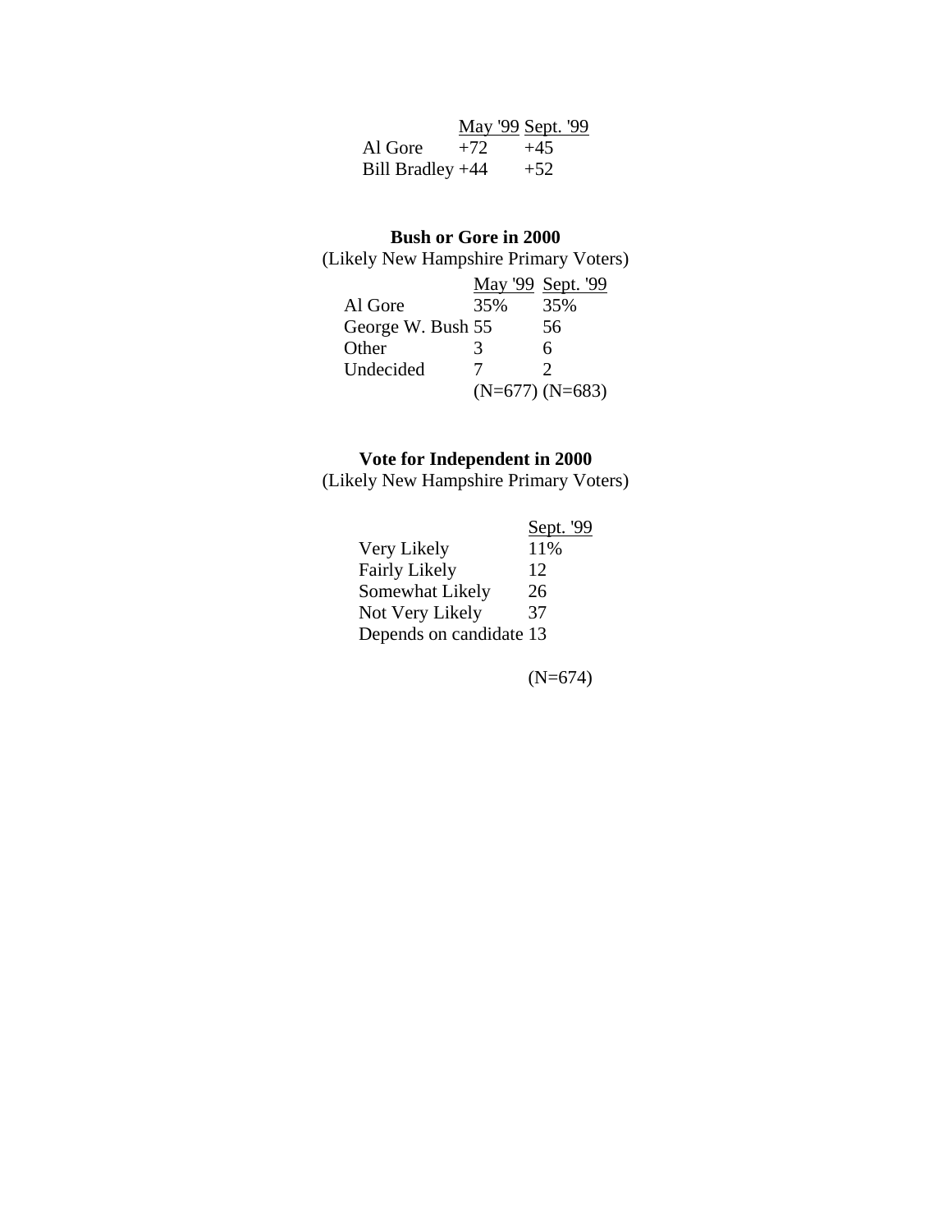| | May '99 | Sept. '99 |
|---|---|---|
| Al Gore | +72 | +45 |
| Bill Bradley | +44 | +52 |

**Bush or Gore in 2000**

(Likely New Hampshire Primary Voters)

| | May '99 | Sept. '99 |
|---|---|---|
| Al Gore | 35% | 35% |
| George W. Bush | 55 | 56 |
| Other | 3 | 6 |
| Undecided | 7 | 2 |
| | (N=677) | (N=683) |

**Vote for Independent in 2000**

(Likely New Hampshire Primary Voters)

| | Sept. '99 |
|---|---|
| Very Likely | 11% |
| Fairly Likely | 12 |
| Somewhat Likely | 26 |
| Not Very Likely | 37 |
| Depends on candidate | 13 |
| | (N=674) |